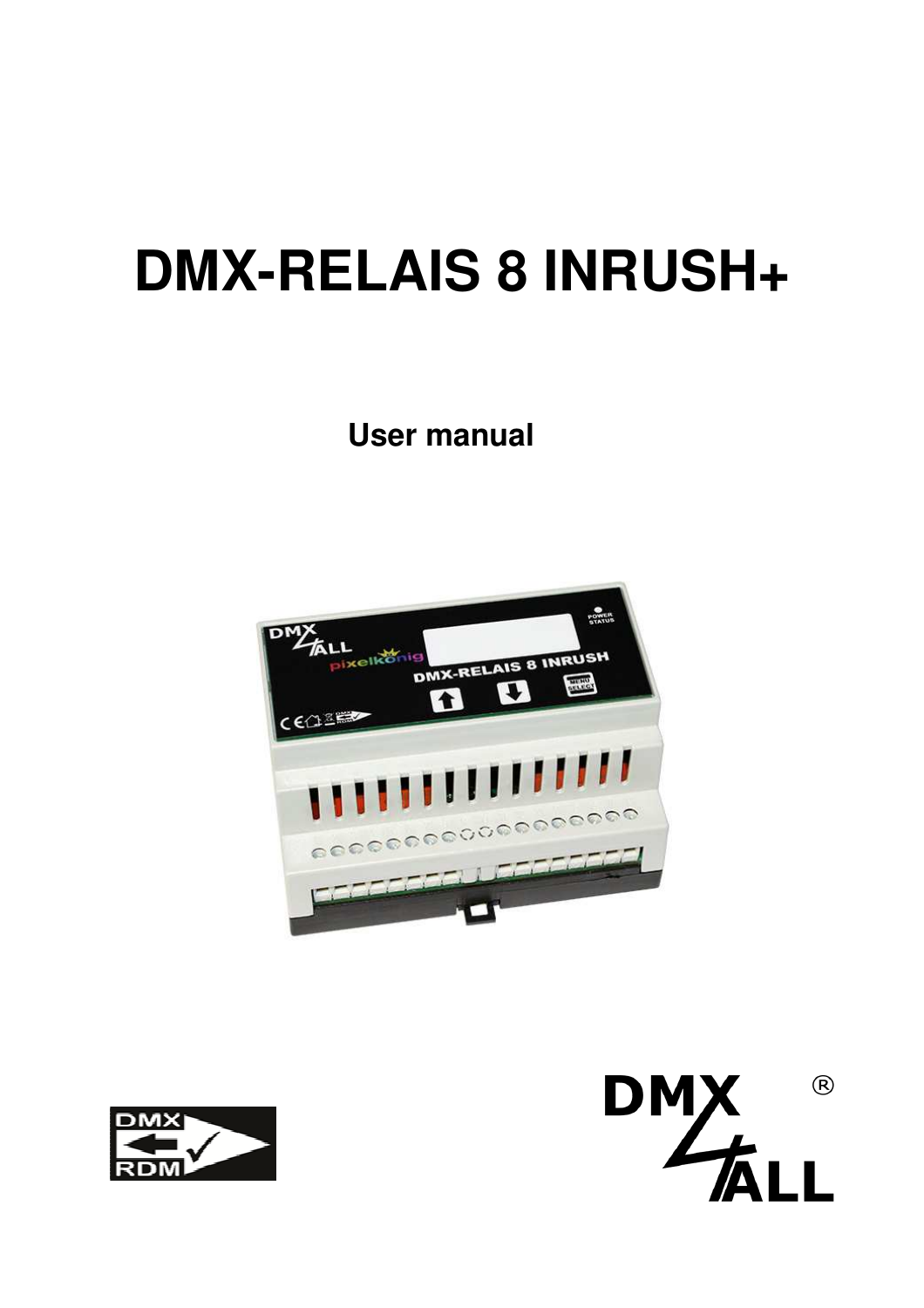# DMX-RELAIS 8 INRUSH+

**User manual**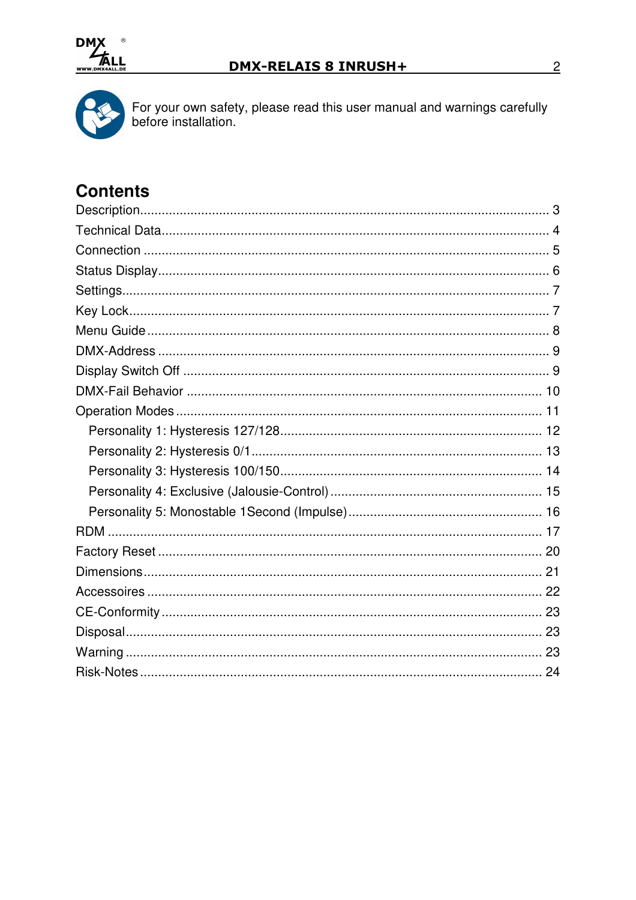For your own safety, please read this user manual and warnings carefully before installation.

## Contents

Description................................................................................................ 3
Technical Data........................................................................................... 4
Connection ............................................................................................... 5
Status Display............................................................................................ 6
Settings..................................................................................................... 7
Key Lock.................................................................................................... 7
Menu Guide............................................................................................... 8
DMX-Address ............................................................................................ 9
Display Switch Off ..................................................................................... 9
DMX-Fail Behavior .................................................................................. 10
Operation Modes..................................................................................... 11
    Personality 1: Hysteresis 127/128........................................................ 12
    Personality 2: Hysteresis 0/1................................................................ 13
    Personality 3: Hysteresis 100/150........................................................ 14
    Personality 4: Exclusive (Jalousie-Control).......................................... 15
    Personality 5: Monostable 1Second (Impulse)..................................... 16
RDM ....................................................................................................... 17
Factory Reset .......................................................................................... 20
Dimensions............................................................................................. 21
Accessoires ............................................................................................. 22
CE-Conformity ........................................................................................ 23
Disposal................................................................................................... 23
Warning .................................................................................................. 23
Risk-Notes ............................................................................................... 24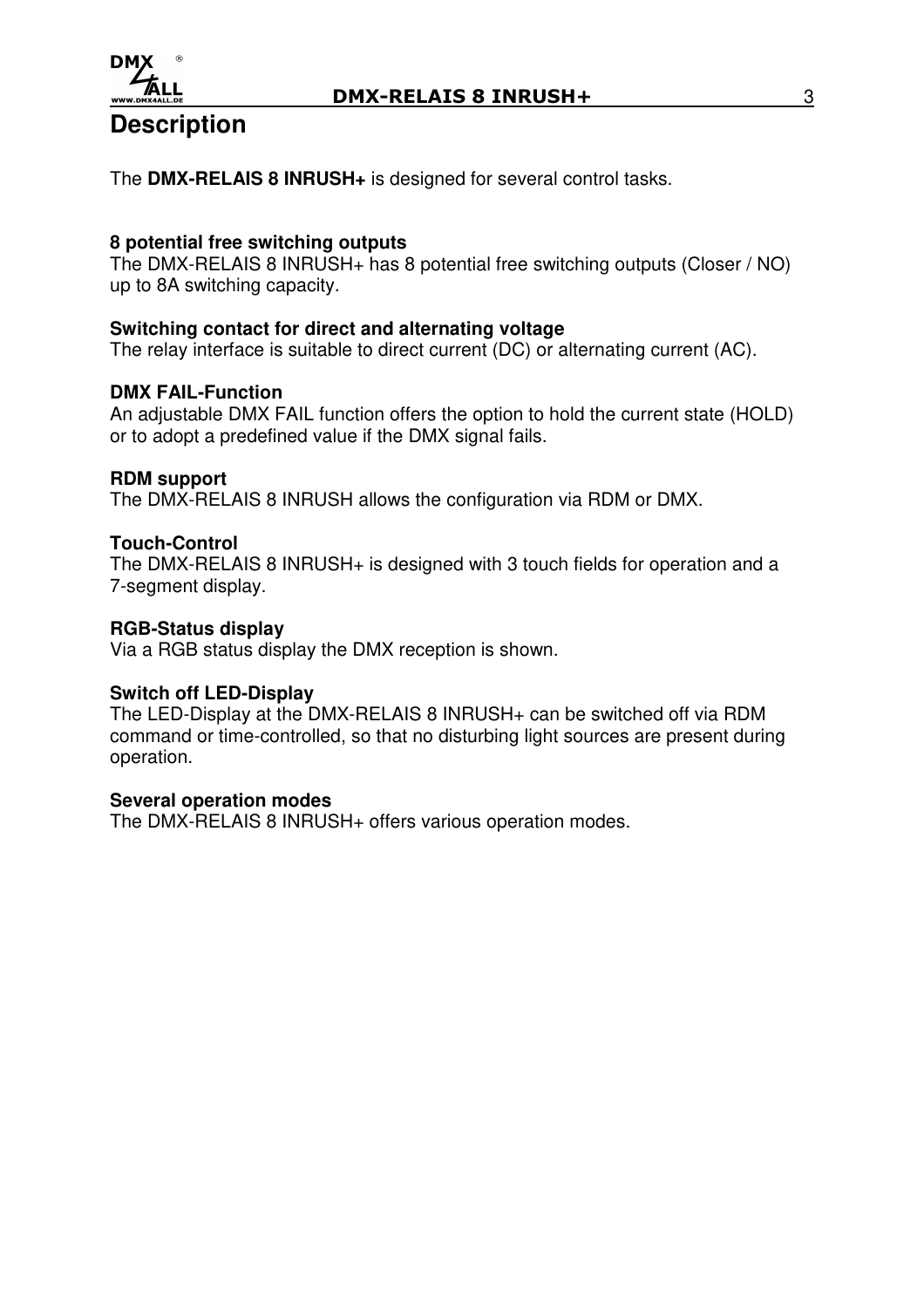# Description

The **DMX-RELAIS 8 INRUSH+** is designed for several control tasks.

**8 potential free switching outputs**
The DMX-RELAIS 8 INRUSH+ has 8 potential free switching outputs (Closer / NO) up to 8A switching capacity.

**Switching contact for direct and alternating voltage**
The relay interface is suitable to direct current (DC) or alternating current (AC).

**DMX FAIL-Function**
An adjustable DMX FAIL function offers the option to hold the current state (HOLD) or to adopt a predefined value if the DMX signal fails.

**RDM support**
The DMX-RELAIS 8 INRUSH allows the configuration via RDM or DMX.

**Touch-Control**
The DMX-RELAIS 8 INRUSH+ is designed with 3 touch fields for operation and a 7-segment display.

**RGB-Status display**
Via a RGB status display the DMX reception is shown.

**Switch off LED-Display**
The LED-Display at the DMX-RELAIS 8 INRUSH+ can be switched off via RDM command or time-controlled, so that no disturbing light sources are present during operation.

**Several operation modes**
The DMX-RELAIS 8 INRUSH+ offers various operation modes.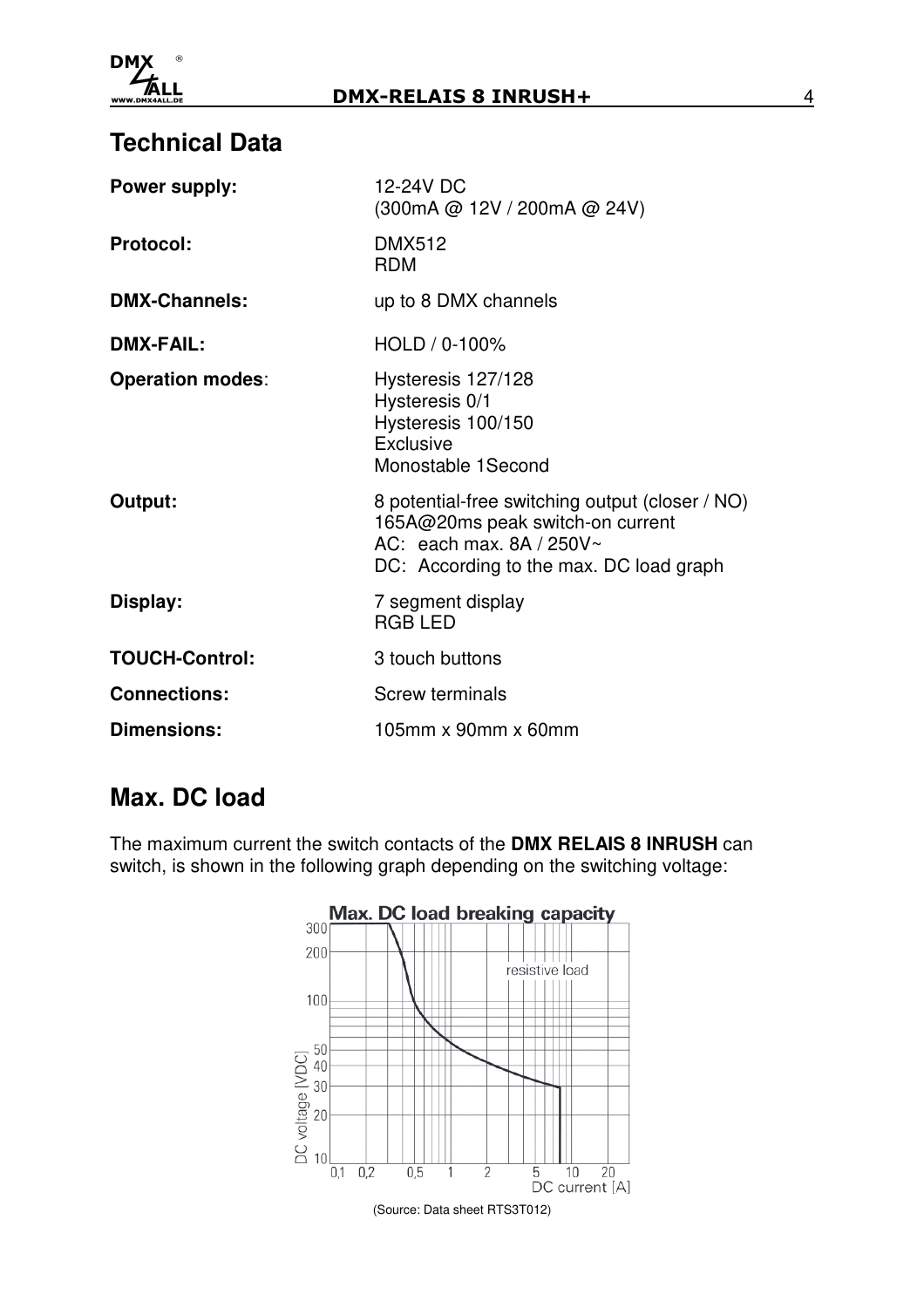## Technical Data

| | |
|---|---|
| **Power supply:** | 12-24V DC<br>(300mA @ 12V / 200mA @ 24V) |
| **Protocol:** | DMX512<br>RDM |
| **DMX-Channels:** | up to 8 DMX channels |
| **DMX-FAIL:** | HOLD / 0-100% |
| **Operation modes**: | Hysteresis 127/128<br>Hysteresis 0/1<br>Hysteresis 100/150<br>Exclusive<br>Monostable 1Second |
| **Output:** | 8 potential-free switching output (closer / NO)<br>165A@20ms peak switch-on current<br>AC: each max. 8A / 250V~<br>DC: According to the max. DC load graph |
| **Display:** | 7 segment display<br>RGB LED |
| **TOUCH-Control:** | 3 touch buttons |
| **Connections:** | Screw terminals |
| **Dimensions:** | 105mm x 90mm x 60mm |

## Max. DC load

The maximum current the switch contacts of the **DMX RELAIS 8 INRUSH** can switch, is shown in the following graph depending on the switching voltage:

Max. DC load breaking capacity

(Source: Data sheet RTS3T012)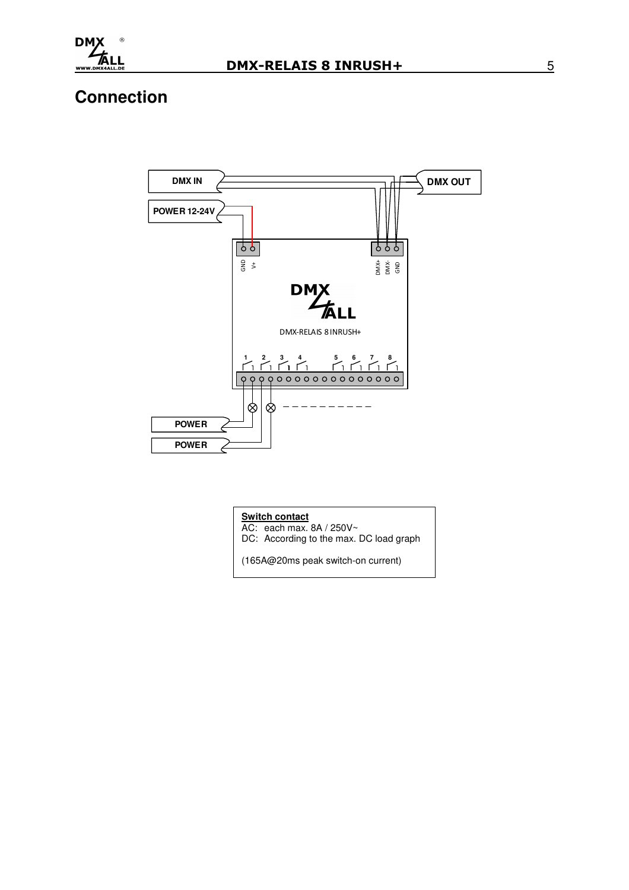# Connection

DMX IN

DMX OUT

POWER 12-24V

GND V+

DMX+ DMX- GND

DMX-RELAIS 8 INRUSH+

1 2 3 4 5 6 7 8

POWER

POWER

**Switch contact**
AC: each max. 8A / 250V~
DC: According to the max. DC load graph

(165A@20ms peak switch-on current)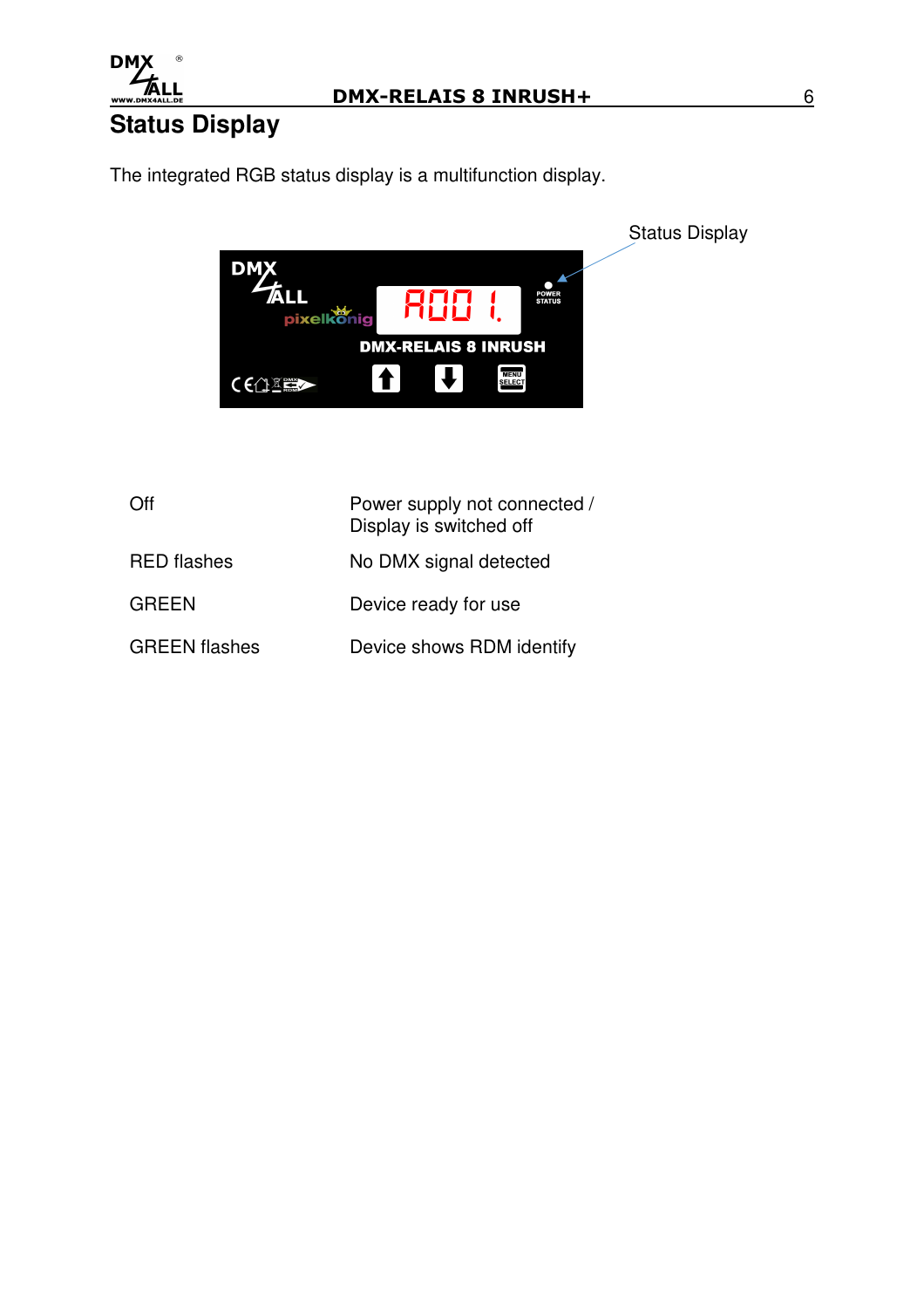# Status Display

The integrated RGB status display is a multifunction display.

Status Display

| | |
|---|---|
| Off | Power supply not connected / Display is switched off |
| RED flashes | No DMX signal detected |
| GREEN | Device ready for use |
| GREEN flashes | Device shows RDM identify |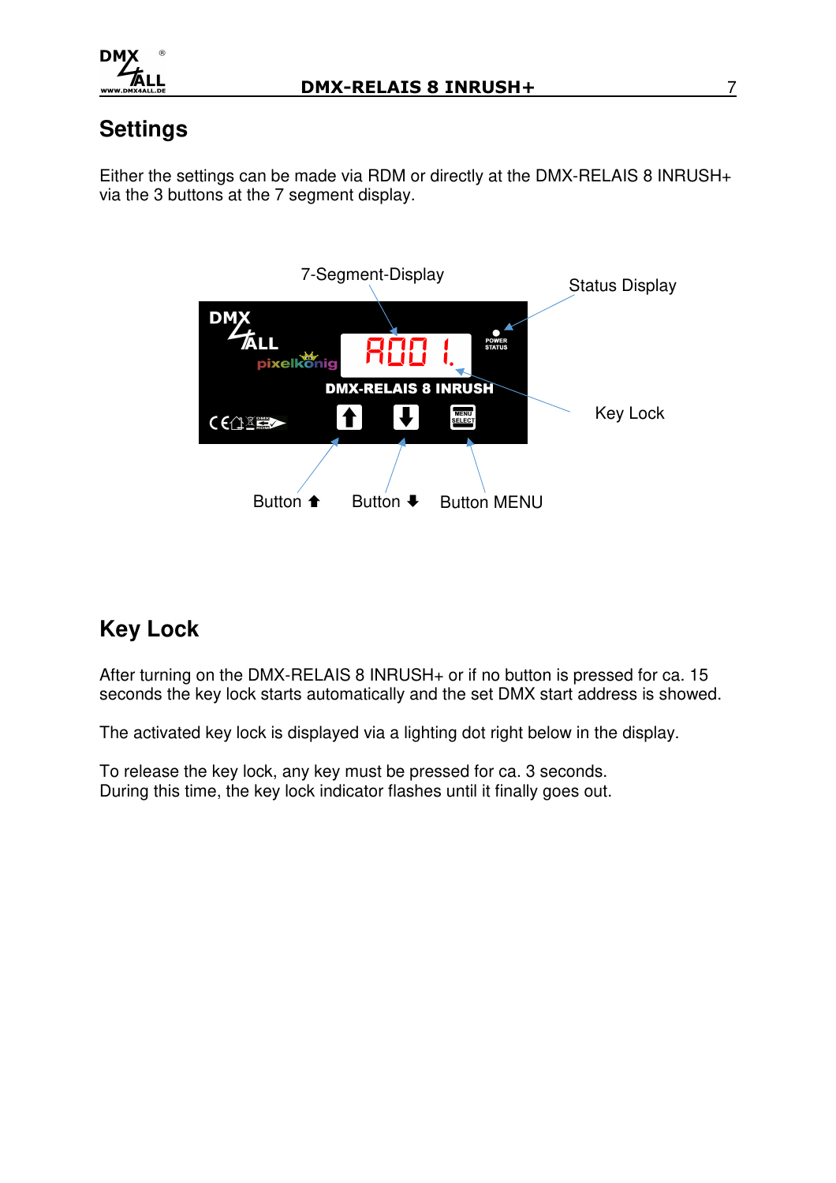## Settings

Either the settings can be made via RDM or directly at the DMX-RELAIS 8 INRUSH+ via the 3 buttons at the 7 segment display.

7-Segment-Display

Status Display

Key Lock

Button ⬆ Button ⬇ Button MENU

## Key Lock

After turning on the DMX-RELAIS 8 INRUSH+ or if no button is pressed for ca. 15 seconds the key lock starts automatically and the set DMX start address is showed.

The activated key lock is displayed via a lighting dot right below in the display.

To release the key lock, any key must be pressed for ca. 3 seconds.
During this time, the key lock indicator flashes until it finally goes out.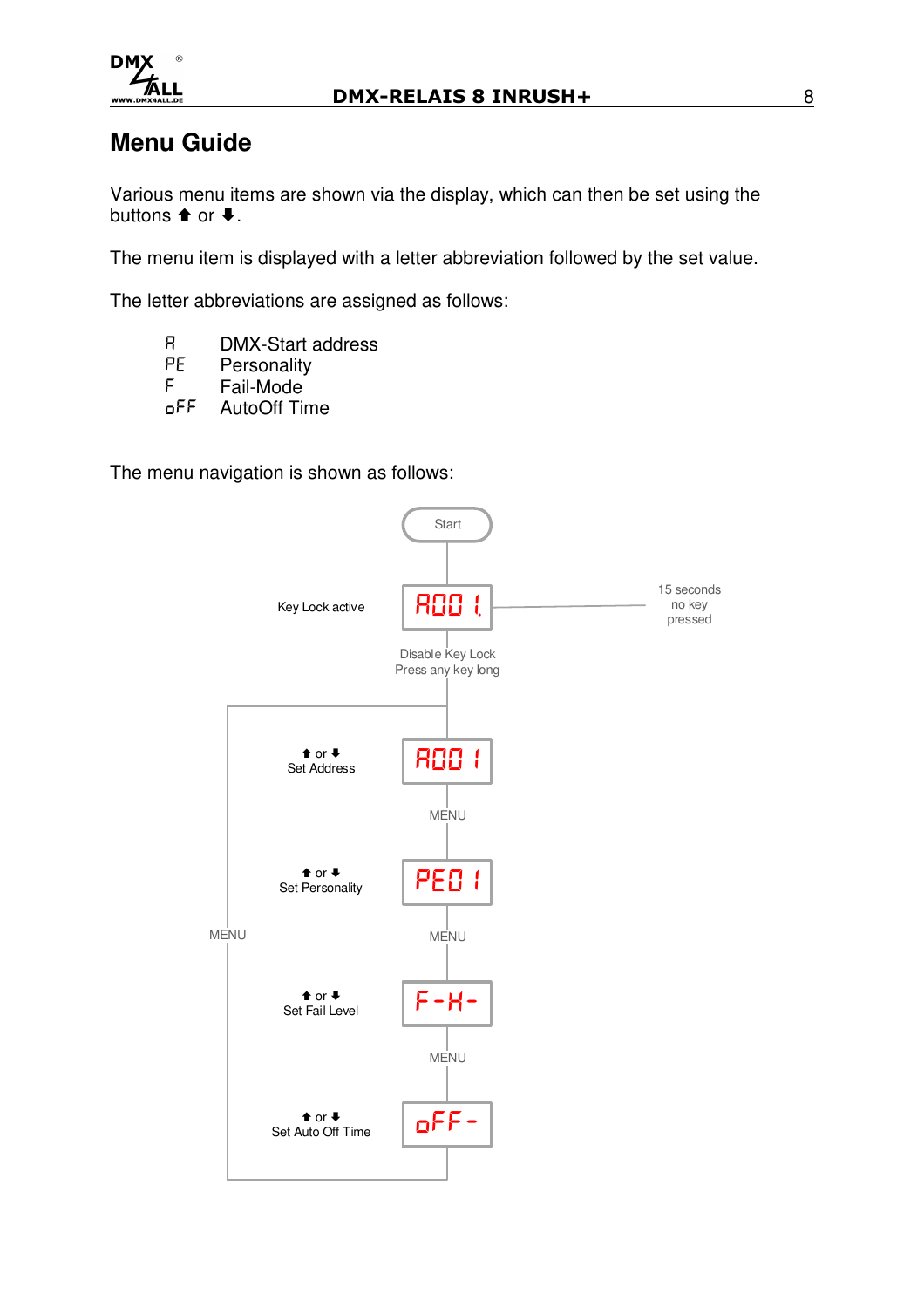# Menu Guide

Various menu items are shown via the display, which can then be set using the buttons ⬆ or ⬇.

The menu item is displayed with a letter abbreviation followed by the set value.

The letter abbreviations are assigned as follows:

| | |
|---|---|
| A | DMX-Start address |
| PE | Personality |
| F | Fail-Mode |
| oFF | AutoOff Time |

The menu navigation is shown as follows:

Start

Key Lock active — A001. — 15 seconds no key pressed

Disable Key Lock
Press any key long

⬆ or ⬇
Set Address — A001

MENU

⬆ or ⬇
Set Personality — PE01

MENU

⬆ or ⬇
Set Fail Level — F-H-

MENU

⬆ or ⬇
Set Auto Off Time — oFF-

MENU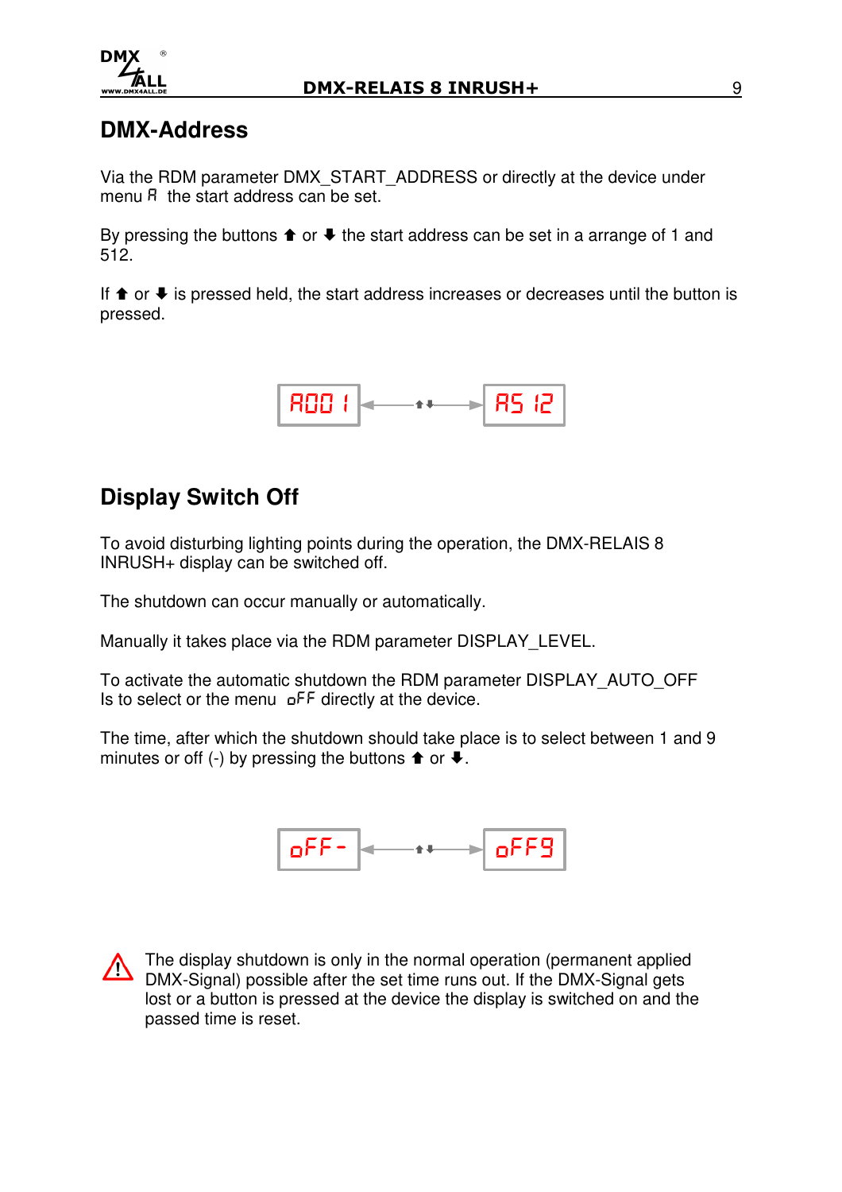## DMX-Address

Via the RDM parameter DMX_START_ADDRESS or directly at the device under menu A the start address can be set.

By pressing the buttons ⬆ or ⬇ the start address can be set in a arrange of 1 and 512.

If ⬆ or ⬇ is pressed held, the start address increases or decreases until the button is pressed.

A001 ◄── ⬆⬇ ──► A512

## Display Switch Off

To avoid disturbing lighting points during the operation, the DMX-RELAIS 8 INRUSH+ display can be switched off.

The shutdown can occur manually or automatically.

Manually it takes place via the RDM parameter DISPLAY_LEVEL.

To activate the automatic shutdown the RDM parameter DISPLAY_AUTO_OFF Is to select or the menu oFF directly at the device.

The time, after which the shutdown should take place is to select between 1 and 9 minutes or off (-) by pressing the buttons ⬆ or ⬇.

oFF- ◄── ⬆⬇ ──► oFF9

⚠ The display shutdown is only in the normal operation (permanent applied DMX-Signal) possible after the set time runs out. If the DMX-Signal gets lost or a button is pressed at the device the display is switched on and the passed time is reset.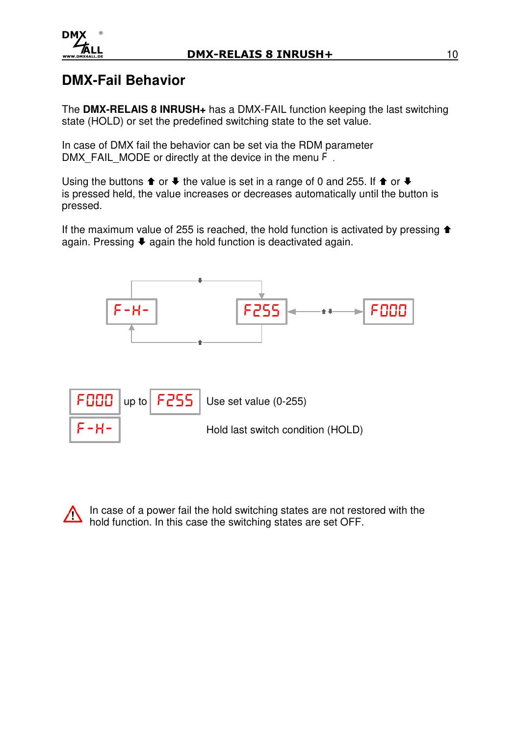# DMX-Fail Behavior

The **DMX-RELAIS 8 INRUSH+** has a DMX-FAIL function keeping the last switching state (HOLD) or set the predefined switching state to the set value.

In case of DMX fail the behavior can be set via the RDM parameter DMX_FAIL_MODE or directly at the device in the menu F .

Using the buttons ⬆ or ⬇ the value is set in a range of 0 and 255. If ⬆ or ⬇ is pressed held, the value increases or decreases automatically until the button is pressed.

If the maximum value of 255 is reached, the hold function is activated by pressing ⬆ again. Pressing ⬇ again the hold function is deactivated again.

F-H- ⟷ F255 ⟷ F000

| | | |
|---|---|---|
| F000 up to F255 | | Use set value (0-255) |
| F-H- | | Hold last switch condition (HOLD) |

⚠ In case of a power fail the hold switching states are not restored with the hold function. In this case the switching states are set OFF.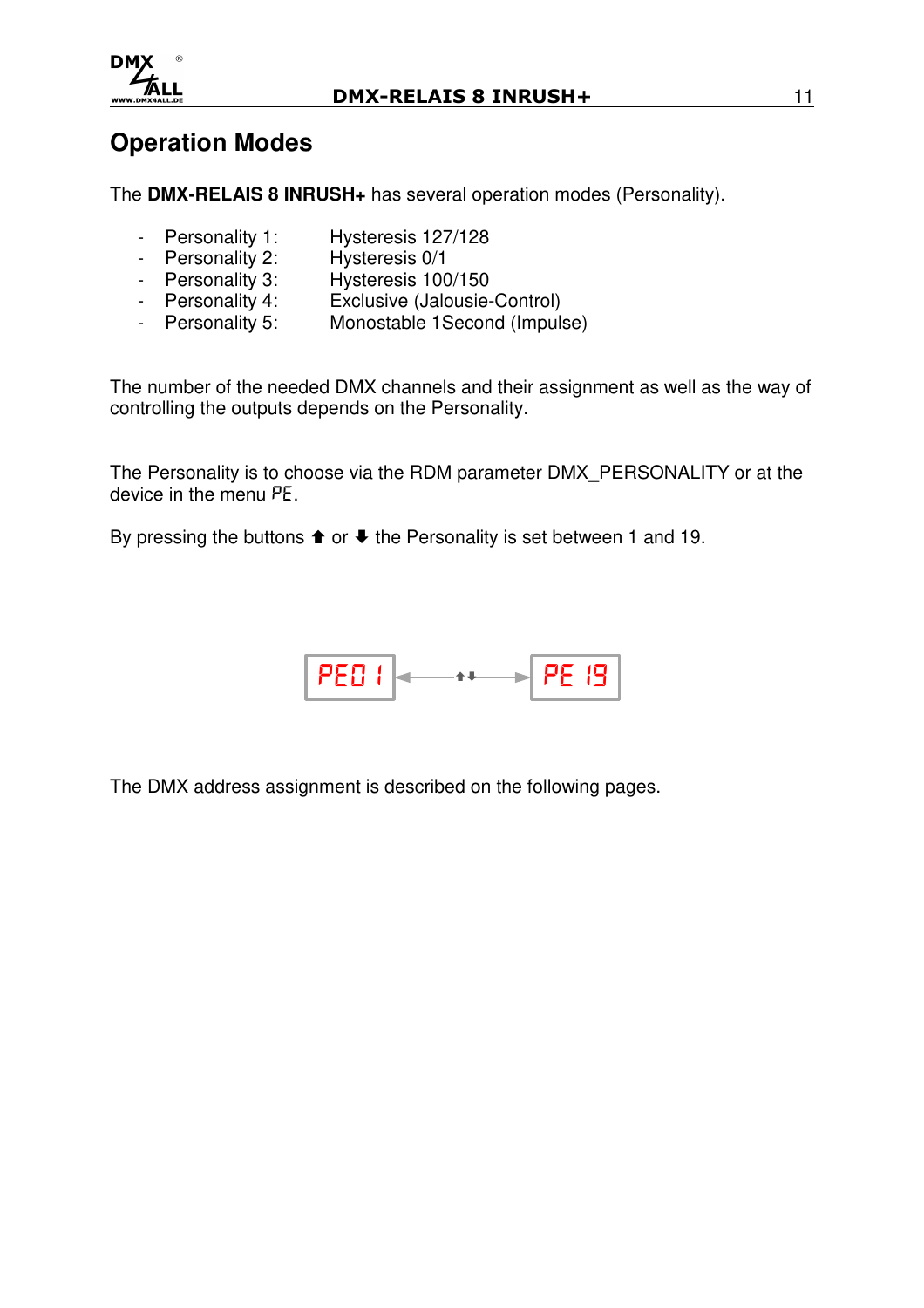# Operation Modes

The **DMX-RELAIS 8 INRUSH+** has several operation modes (Personality).

- Personality 1: Hysteresis 127/128
- Personality 2: Hysteresis 0/1
- Personality 3: Hysteresis 100/150
- Personality 4: Exclusive (Jalousie-Control)
- Personality 5: Monostable 1Second (Impulse)

The number of the needed DMX channels and their assignment as well as the way of controlling the outputs depends on the Personality.

The Personality is to choose via the RDM parameter DMX_PERSONALITY or at the device in the menu PE.

By pressing the buttons ⬆ or ⬇ the Personality is set between 1 and 19.

PE01 ◄— ⬆⬇ —► PE 19

The DMX address assignment is described on the following pages.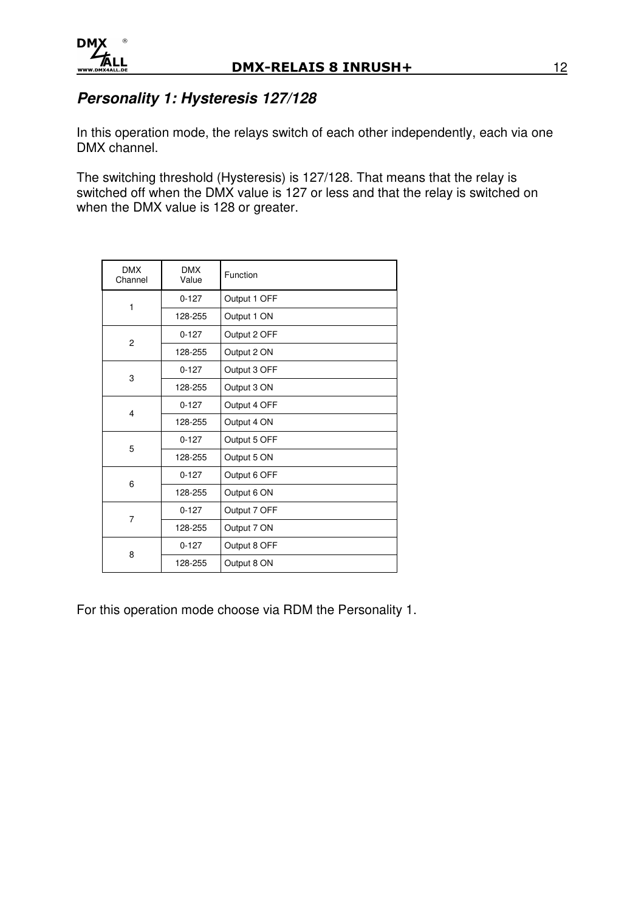## *Personality 1: Hysteresis 127/128*

In this operation mode, the relays switch of each other independently, each via one DMX channel.

The switching threshold (Hysteresis) is 127/128. That means that the relay is switched off when the DMX value is 127 or less and that the relay is switched on when the DMX value is 128 or greater.

| DMX Channel | DMX Value | Function |
|---|---|---|
| 1 | 0-127 | Output 1 OFF |
| | 128-255 | Output 1 ON |
| 2 | 0-127 | Output 2 OFF |
| | 128-255 | Output 2 ON |
| 3 | 0-127 | Output 3 OFF |
| | 128-255 | Output 3 ON |
| 4 | 0-127 | Output 4 OFF |
| | 128-255 | Output 4 ON |
| 5 | 0-127 | Output 5 OFF |
| | 128-255 | Output 5 ON |
| 6 | 0-127 | Output 6 OFF |
| | 128-255 | Output 6 ON |
| 7 | 0-127 | Output 7 OFF |
| | 128-255 | Output 7 ON |
| 8 | 0-127 | Output 8 OFF |
| | 128-255 | Output 8 ON |

For this operation mode choose via RDM the Personality 1.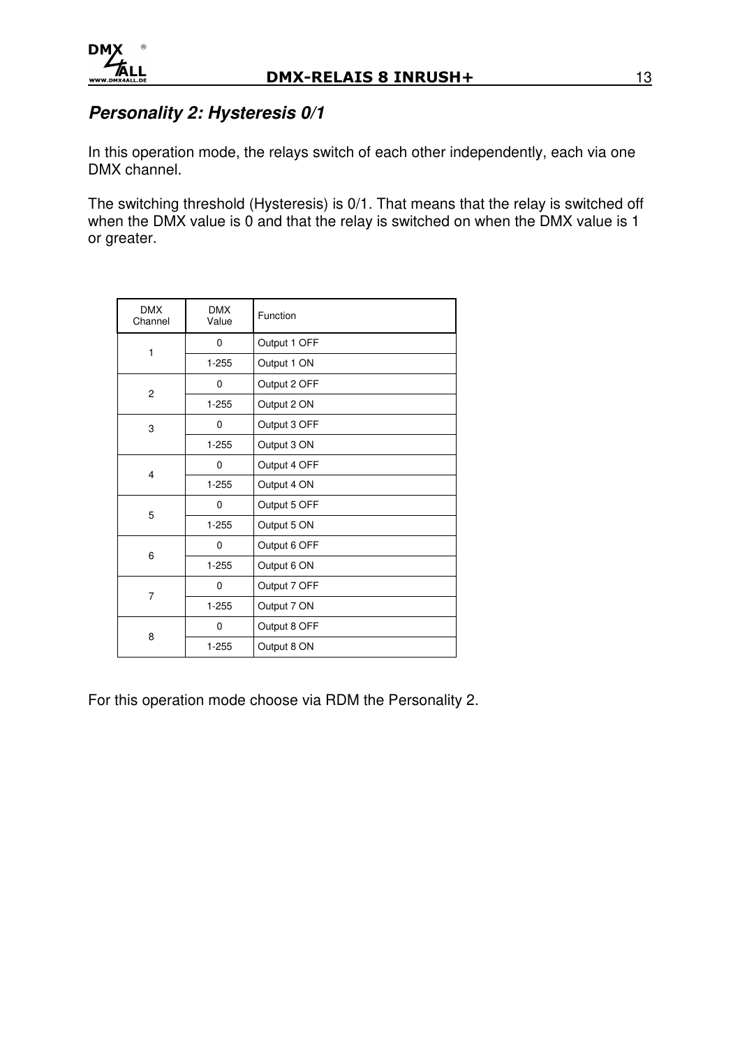## *Personality 2: Hysteresis 0/1*

In this operation mode, the relays switch of each other independently, each via one DMX channel.

The switching threshold (Hysteresis) is 0/1. That means that the relay is switched off when the DMX value is 0 and that the relay is switched on when the DMX value is 1 or greater.

| DMX Channel | DMX Value | Function |
|---|---|---|
| 1 | 0 | Output 1 OFF |
| | 1-255 | Output 1 ON |
| 2 | 0 | Output 2 OFF |
| | 1-255 | Output 2 ON |
| 3 | 0 | Output 3 OFF |
| | 1-255 | Output 3 ON |
| 4 | 0 | Output 4 OFF |
| | 1-255 | Output 4 ON |
| 5 | 0 | Output 5 OFF |
| | 1-255 | Output 5 ON |
| 6 | 0 | Output 6 OFF |
| | 1-255 | Output 6 ON |
| 7 | 0 | Output 7 OFF |
| | 1-255 | Output 7 ON |
| 8 | 0 | Output 8 OFF |
| | 1-255 | Output 8 ON |

For this operation mode choose via RDM the Personality 2.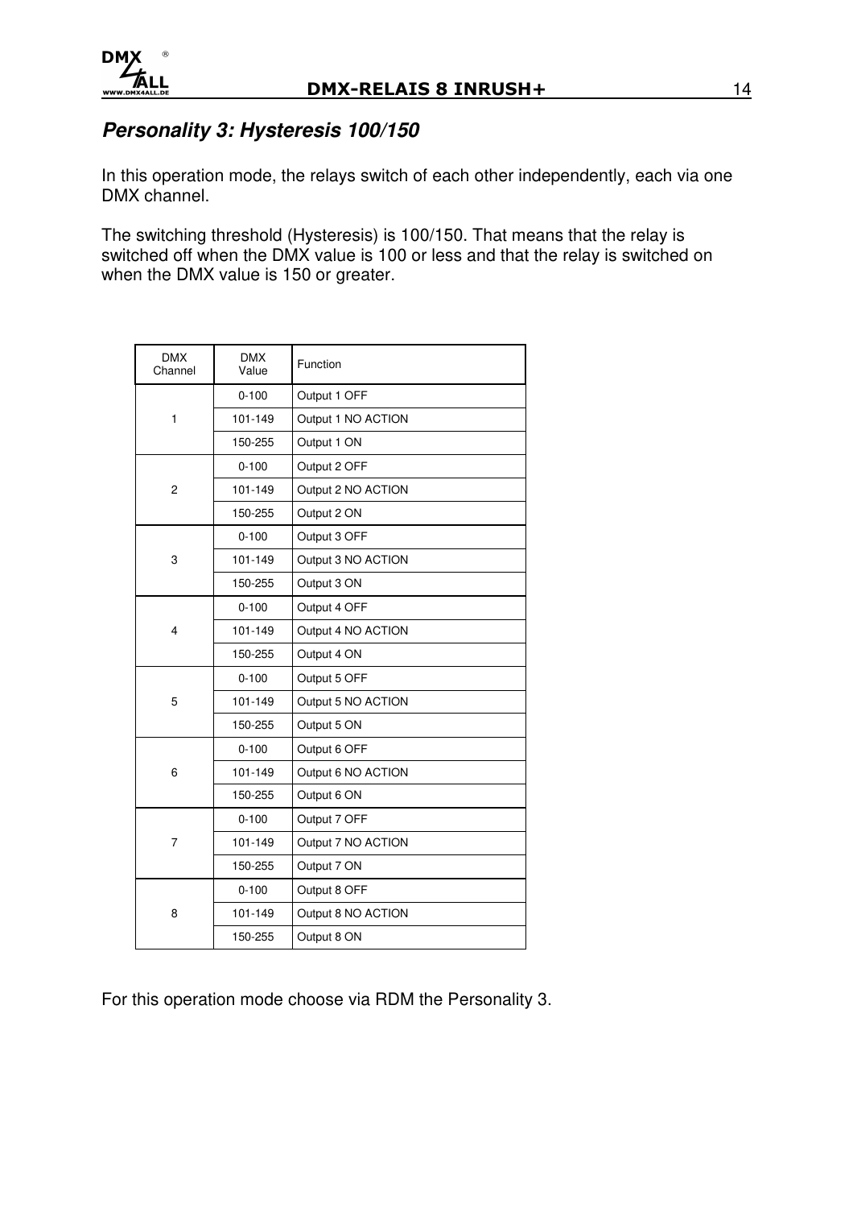## *Personality 3: Hysteresis 100/150*

In this operation mode, the relays switch of each other independently, each via one DMX channel.

The switching threshold (Hysteresis) is 100/150. That means that the relay is switched off when the DMX value is 100 or less and that the relay is switched on when the DMX value is 150 or greater.

| DMX Channel | DMX Value | Function |
|---|---|---|
| 1 | 0-100 | Output 1 OFF |
| | 101-149 | Output 1 NO ACTION |
| | 150-255 | Output 1 ON |
| 2 | 0-100 | Output 2 OFF |
| | 101-149 | Output 2 NO ACTION |
| | 150-255 | Output 2 ON |
| 3 | 0-100 | Output 3 OFF |
| | 101-149 | Output 3 NO ACTION |
| | 150-255 | Output 3 ON |
| 4 | 0-100 | Output 4 OFF |
| | 101-149 | Output 4 NO ACTION |
| | 150-255 | Output 4 ON |
| 5 | 0-100 | Output 5 OFF |
| | 101-149 | Output 5 NO ACTION |
| | 150-255 | Output 5 ON |
| 6 | 0-100 | Output 6 OFF |
| | 101-149 | Output 6 NO ACTION |
| | 150-255 | Output 6 ON |
| 7 | 0-100 | Output 7 OFF |
| | 101-149 | Output 7 NO ACTION |
| | 150-255 | Output 7 ON |
| 8 | 0-100 | Output 8 OFF |
| | 101-149 | Output 8 NO ACTION |
| | 150-255 | Output 8 ON |

For this operation mode choose via RDM the Personality 3.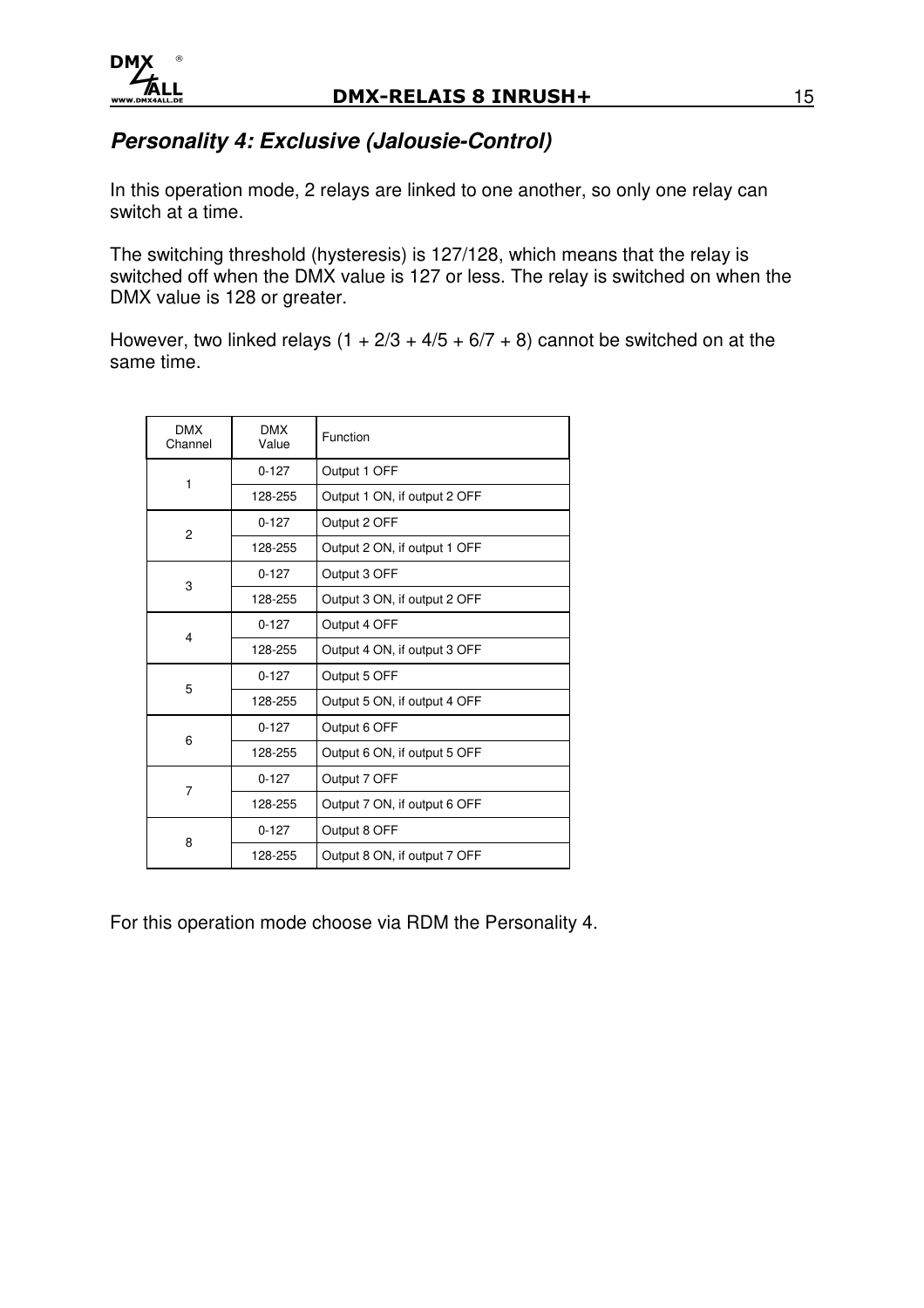## *Personality 4: Exclusive (Jalousie-Control)*

In this operation mode, 2 relays are linked to one another, so only one relay can switch at a time.

The switching threshold (hysteresis) is 127/128, which means that the relay is switched off when the DMX value is 127 or less. The relay is switched on when the DMX value is 128 or greater.

However, two linked relays (1 + 2/3 + 4/5 + 6/7 + 8) cannot be switched on at the same time.

| DMX Channel | DMX Value | Function |
|---|---|---|
| 1 | 0-127 | Output 1 OFF |
| | 128-255 | Output 1 ON, if output 2 OFF |
| 2 | 0-127 | Output 2 OFF |
| | 128-255 | Output 2 ON, if output 1 OFF |
| 3 | 0-127 | Output 3 OFF |
| | 128-255 | Output 3 ON, if output 2 OFF |
| 4 | 0-127 | Output 4 OFF |
| | 128-255 | Output 4 ON, if output 3 OFF |
| 5 | 0-127 | Output 5 OFF |
| | 128-255 | Output 5 ON, if output 4 OFF |
| 6 | 0-127 | Output 6 OFF |
| | 128-255 | Output 6 ON, if output 5 OFF |
| 7 | 0-127 | Output 7 OFF |
| | 128-255 | Output 7 ON, if output 6 OFF |
| 8 | 0-127 | Output 8 OFF |
| | 128-255 | Output 8 ON, if output 7 OFF |

For this operation mode choose via RDM the Personality 4.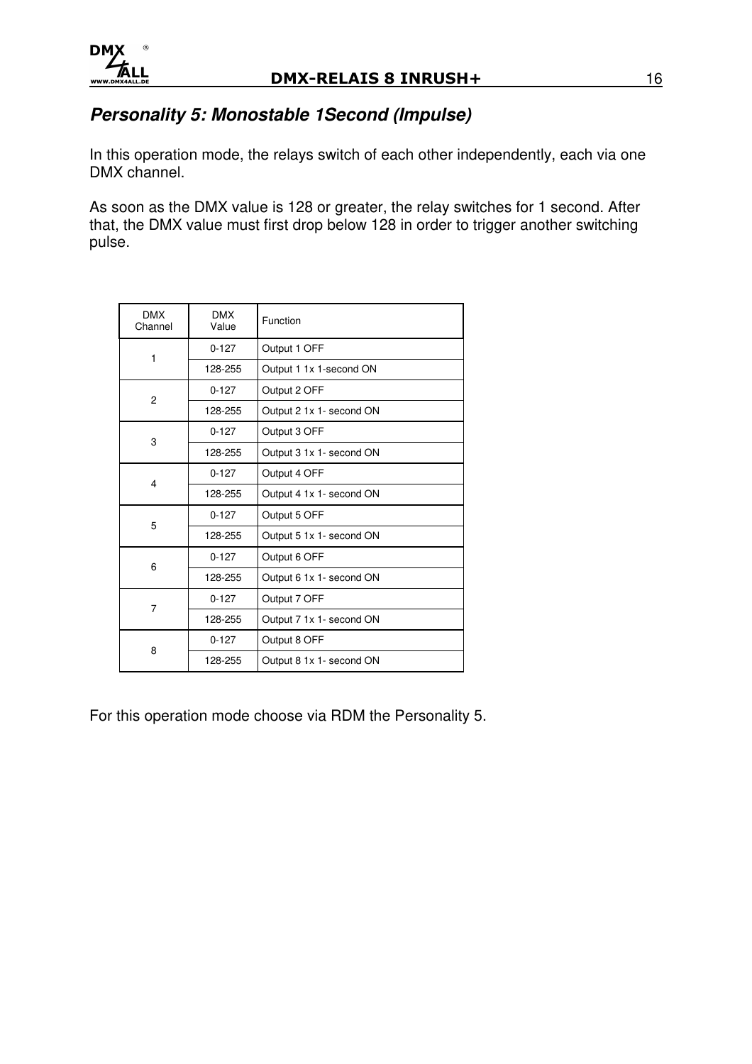## *Personality 5: Monostable 1Second (Impulse)*

In this operation mode, the relays switch of each other independently, each via one DMX channel.

As soon as the DMX value is 128 or greater, the relay switches for 1 second. After that, the DMX value must first drop below 128 in order to trigger another switching pulse.

| DMX Channel | DMX Value | Function |
|---|---|---|
| 1 | 0-127 | Output 1 OFF |
| | 128-255 | Output 1 1x 1-second ON |
| 2 | 0-127 | Output 2 OFF |
| | 128-255 | Output 2 1x 1- second ON |
| 3 | 0-127 | Output 3 OFF |
| | 128-255 | Output 3 1x 1- second ON |
| 4 | 0-127 | Output 4 OFF |
| | 128-255 | Output 4 1x 1- second ON |
| 5 | 0-127 | Output 5 OFF |
| | 128-255 | Output 5 1x 1- second ON |
| 6 | 0-127 | Output 6 OFF |
| | 128-255 | Output 6 1x 1- second ON |
| 7 | 0-127 | Output 7 OFF |
| | 128-255 | Output 7 1x 1- second ON |
| 8 | 0-127 | Output 8 OFF |
| | 128-255 | Output 8 1x 1- second ON |

For this operation mode choose via RDM the Personality 5.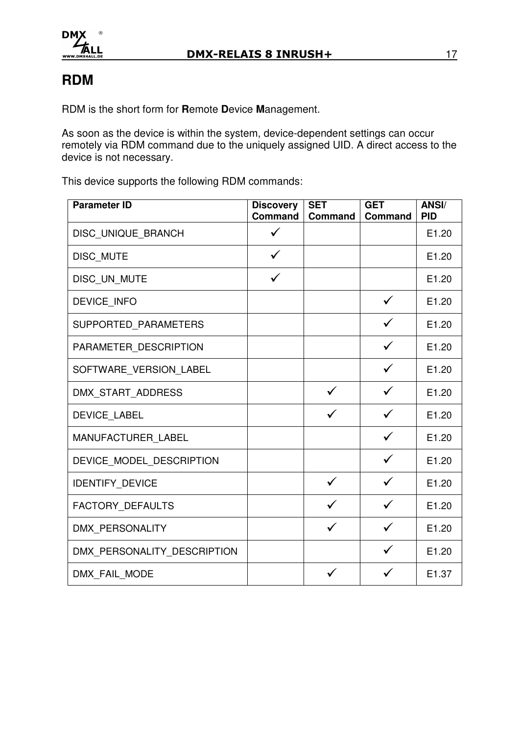# RDM

RDM is the short form for **R**emote **D**evice **M**anagement.

As soon as the device is within the system, device-dependent settings can occur remotely via RDM command due to the uniquely assigned UID. A direct access to the device is not necessary.

This device supports the following RDM commands:

| Parameter ID | Discovery Command | SET Command | GET Command | ANSI/ PID |
|---|---|---|---|---|
| DISC_UNIQUE_BRANCH | ✓ | | | E1.20 |
| DISC_MUTE | ✓ | | | E1.20 |
| DISC_UN_MUTE | ✓ | | | E1.20 |
| DEVICE_INFO | | | ✓ | E1.20 |
| SUPPORTED_PARAMETERS | | | ✓ | E1.20 |
| PARAMETER_DESCRIPTION | | | ✓ | E1.20 |
| SOFTWARE_VERSION_LABEL | | | ✓ | E1.20 |
| DMX_START_ADDRESS | | ✓ | ✓ | E1.20 |
| DEVICE_LABEL | | ✓ | ✓ | E1.20 |
| MANUFACTURER_LABEL | | | ✓ | E1.20 |
| DEVICE_MODEL_DESCRIPTION | | | ✓ | E1.20 |
| IDENTIFY_DEVICE | | ✓ | ✓ | E1.20 |
| FACTORY_DEFAULTS | | ✓ | ✓ | E1.20 |
| DMX_PERSONALITY | | ✓ | ✓ | E1.20 |
| DMX_PERSONALITY_DESCRIPTION | | | ✓ | E1.20 |
| DMX_FAIL_MODE | | ✓ | ✓ | E1.37 |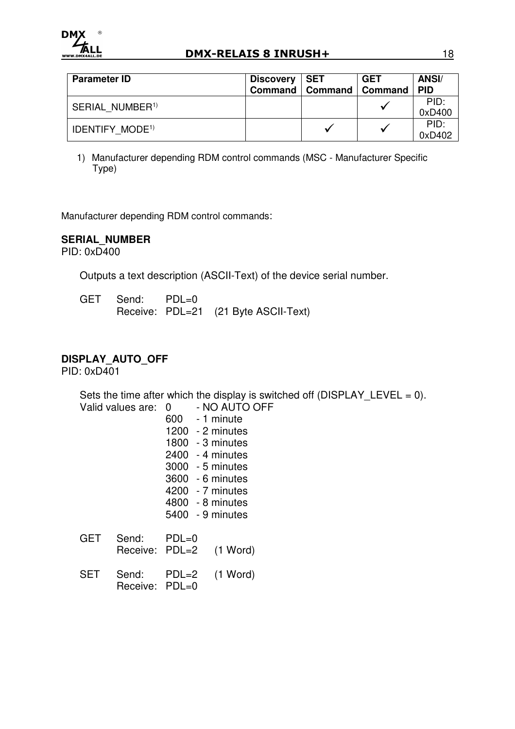| Parameter ID | Discovery Command | SET Command | GET Command | ANSI/ PID |
|---|---|---|---|---|
| SERIAL_NUMBER[1)] | | | ✓ | PID: 0xD400 |
| IDENTIFY_MODE[1)] | | ✓ | ✓ | PID: 0xD402 |

1) Manufacturer depending RDM control commands (MSC - Manufacturer Specific Type)

Manufacturer depending RDM control commands:

**SERIAL_NUMBER**
PID: 0xD400

Outputs a text description (ASCII-Text) of the device serial number.

GET Send: PDL=0
Receive: PDL=21 (21 Byte ASCII-Text)

**DISPLAY_AUTO_OFF**
PID: 0xD401

Sets the time after which the display is switched off (DISPLAY_LEVEL = 0).
Valid values are:
- 0 - NO AUTO OFF
- 600 - 1 minute
- 1200 - 2 minutes
- 1800 - 3 minutes
- 2400 - 4 minutes
- 3000 - 5 minutes
- 3600 - 6 minutes
- 4200 - 7 minutes
- 4800 - 8 minutes
- 5400 - 9 minutes

GET Send: PDL=0
Receive: PDL=2 (1 Word)

SET Send: PDL=2 (1 Word)
Receive: PDL=0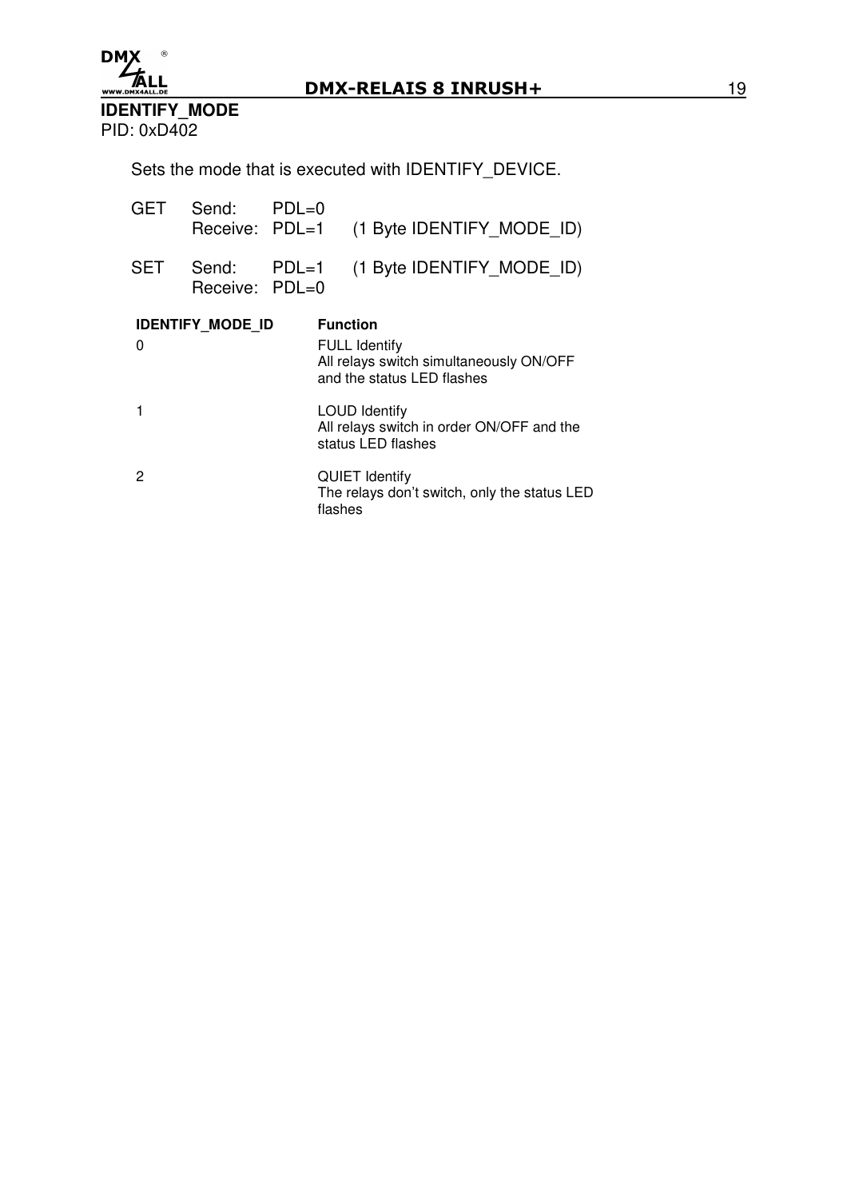## IDENTIFY_MODE

PID: 0xD402

Sets the mode that is executed with IDENTIFY_DEVICE.

| | | | |
|---|---|---|---|
| GET | Send: | PDL=0 | |
| | Receive: | PDL=1 | (1 Byte IDENTIFY_MODE_ID) |
| SET | Send: | PDL=1 | (1 Byte IDENTIFY_MODE_ID) |
| | Receive: | PDL=0 | |

| IDENTIFY_MODE_ID | Function |
|---|---|
| 0 | FULL Identify<br>All relays switch simultaneously ON/OFF and the status LED flashes |
| 1 | LOUD Identify<br>All relays switch in order ON/OFF and the status LED flashes |
| 2 | QUIET Identify<br>The relays don't switch, only the status LED flashes |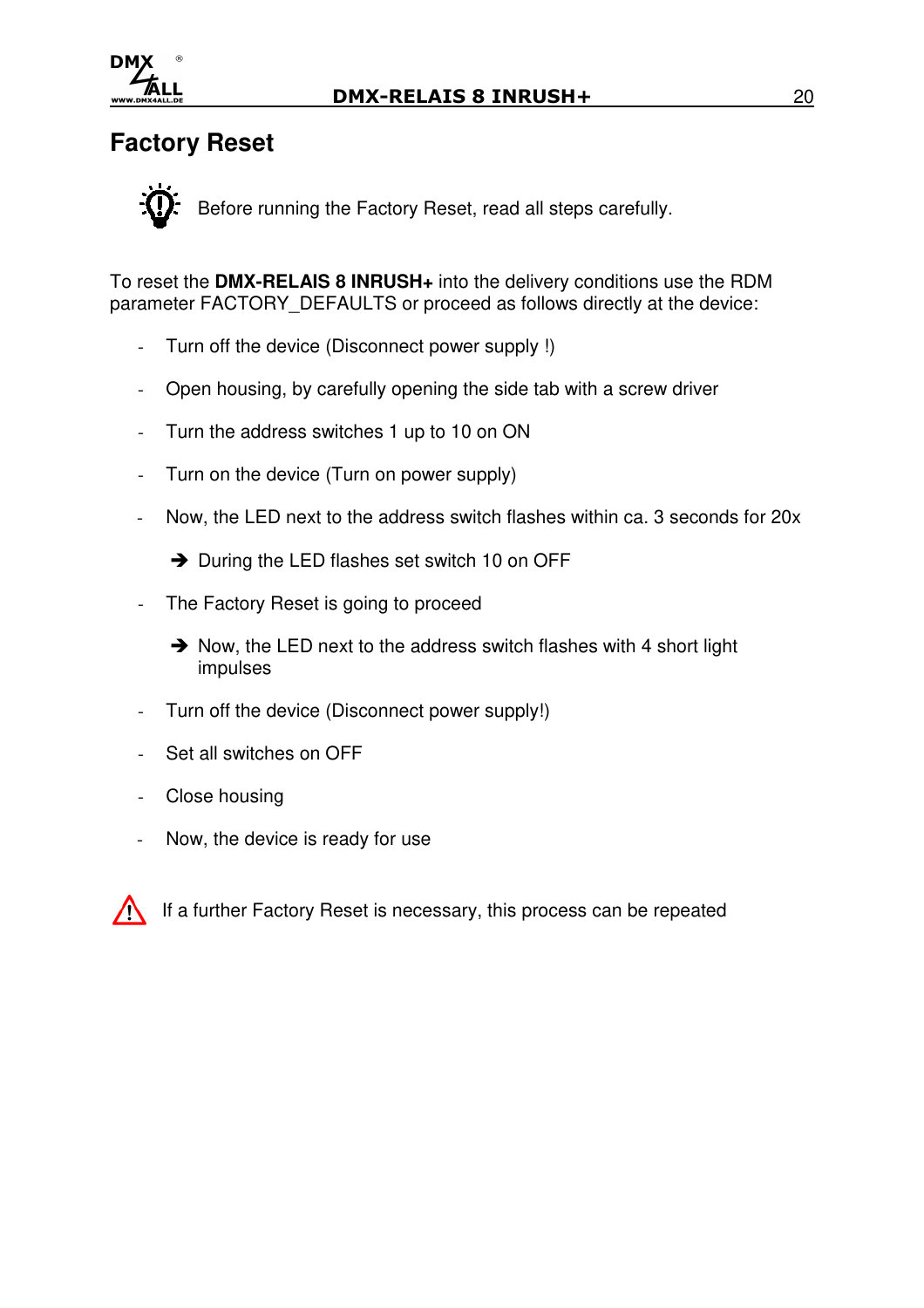# Factory Reset

Before running the Factory Reset, read all steps carefully.

To reset the **DMX-RELAIS 8 INRUSH+** into the delivery conditions use the RDM parameter FACTORY_DEFAULTS or proceed as follows directly at the device:

- Turn off the device (Disconnect power supply !)
- Open housing, by carefully opening the side tab with a screw driver
- Turn the address switches 1 up to 10 on ON
- Turn on the device (Turn on power supply)
- Now, the LED next to the address switch flashes within ca. 3 seconds for 20x

  ➔ During the LED flashes set switch 10 on OFF
- The Factory Reset is going to proceed

  ➔ Now, the LED next to the address switch flashes with 4 short light impulses
- Turn off the device (Disconnect power supply!)
- Set all switches on OFF
- Close housing
- Now, the device is ready for use

If a further Factory Reset is necessary, this process can be repeated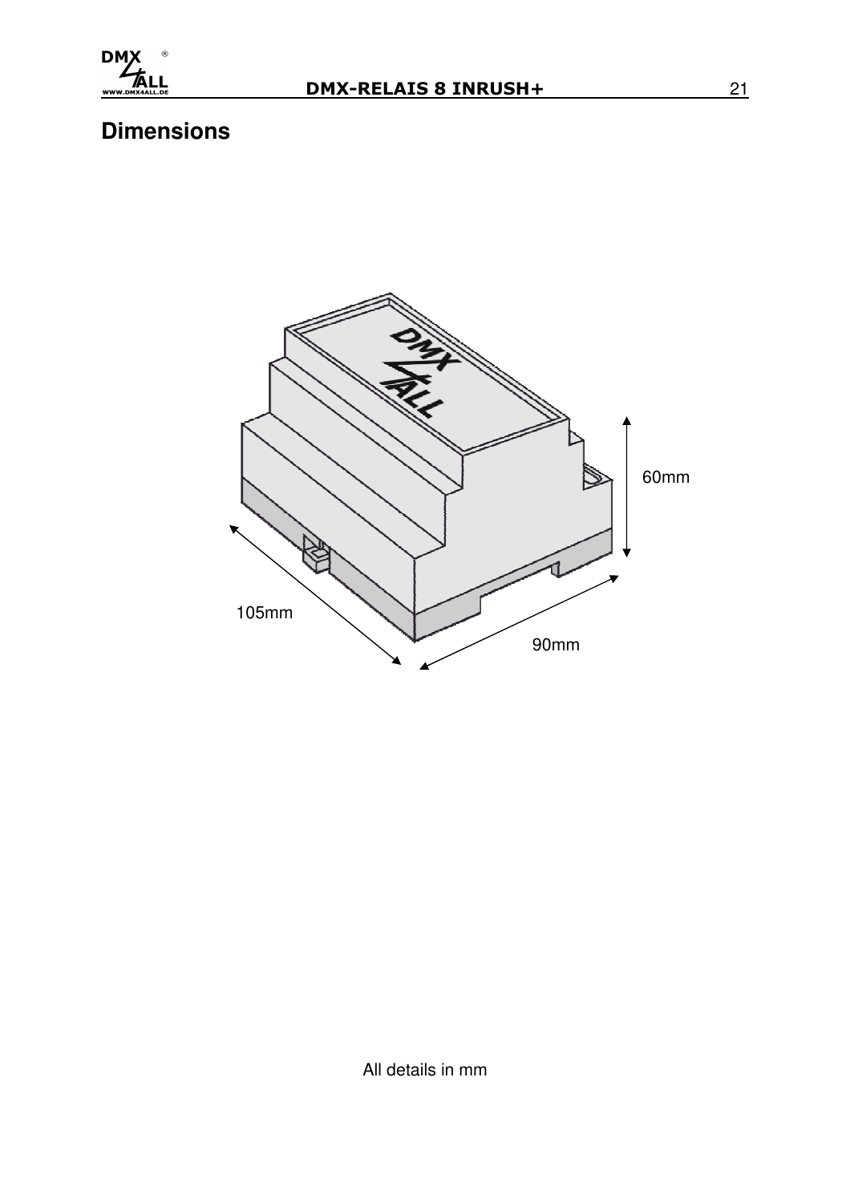# Dimensions

60mm

105mm

90mm

All details in mm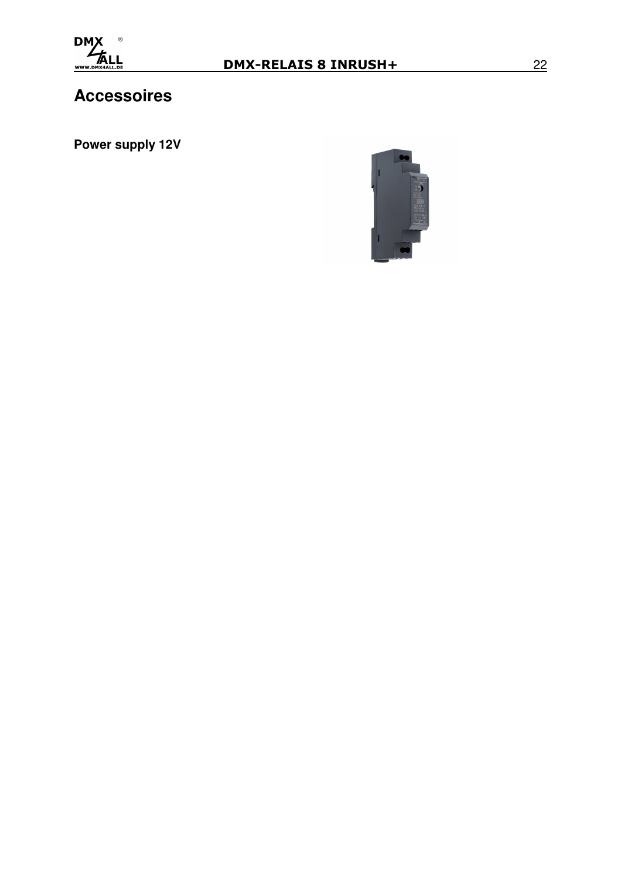# Accessoires

**Power supply 12V**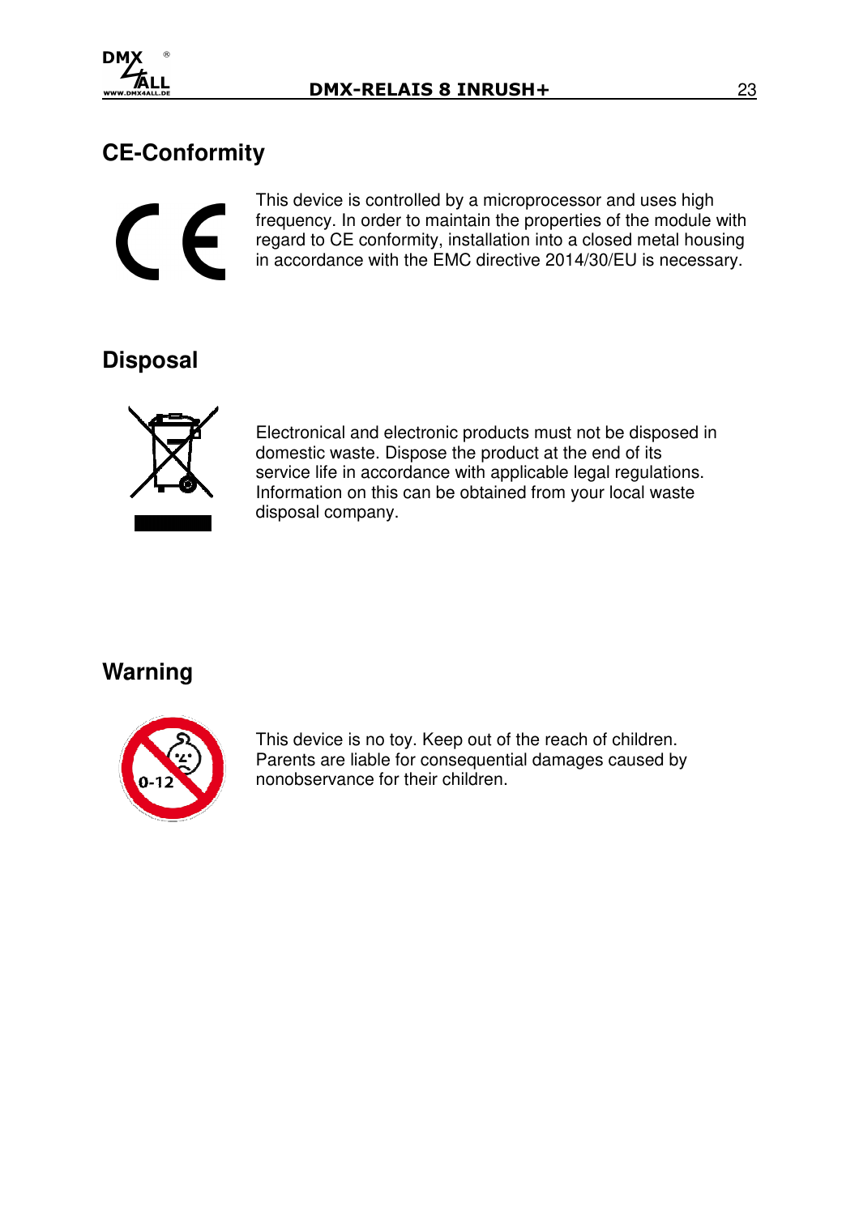## CE-Conformity

This device is controlled by a microprocessor and uses high frequency. In order to maintain the properties of the module with regard to CE conformity, installation into a closed metal housing in accordance with the EMC directive 2014/30/EU is necessary.

## Disposal

Electronical and electronic products must not be disposed in domestic waste. Dispose the product at the end of its service life in accordance with applicable legal regulations. Information on this can be obtained from your local waste disposal company.

## Warning

This device is no toy. Keep out of the reach of children. Parents are liable for consequential damages caused by nonobservance for their children.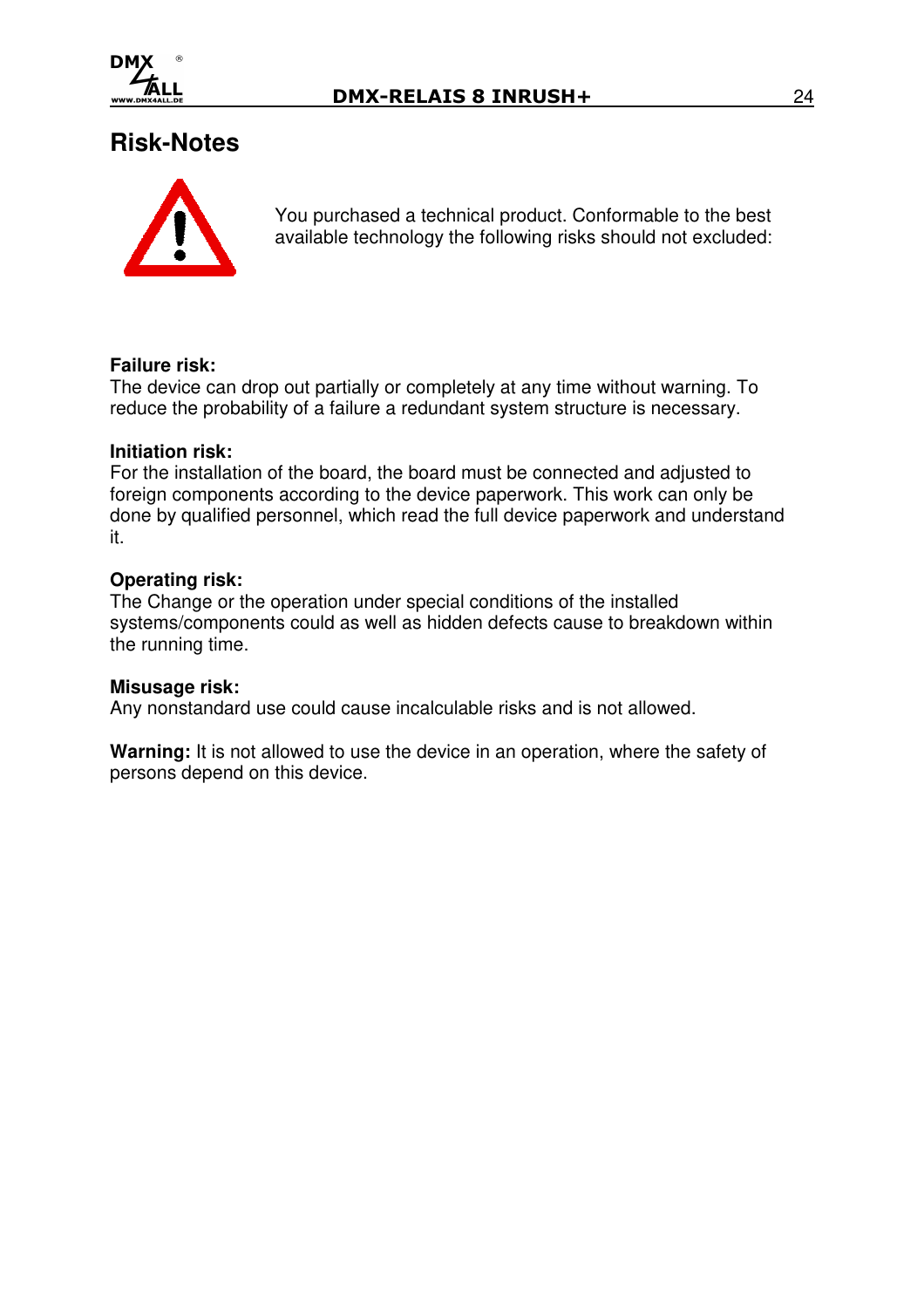# Risk-Notes

You purchased a technical product. Conformable to the best available technology the following risks should not excluded:

**Failure risk:**
The device can drop out partially or completely at any time without warning. To reduce the probability of a failure a redundant system structure is necessary.

**Initiation risk:**
For the installation of the board, the board must be connected and adjusted to foreign components according to the device paperwork. This work can only be done by qualified personnel, which read the full device paperwork and understand it.

**Operating risk:**
The Change or the operation under special conditions of the installed systems/components could as well as hidden defects cause to breakdown within the running time.

**Misusage risk:**
Any nonstandard use could cause incalculable risks and is not allowed.

**Warning:** It is not allowed to use the device in an operation, where the safety of persons depend on this device.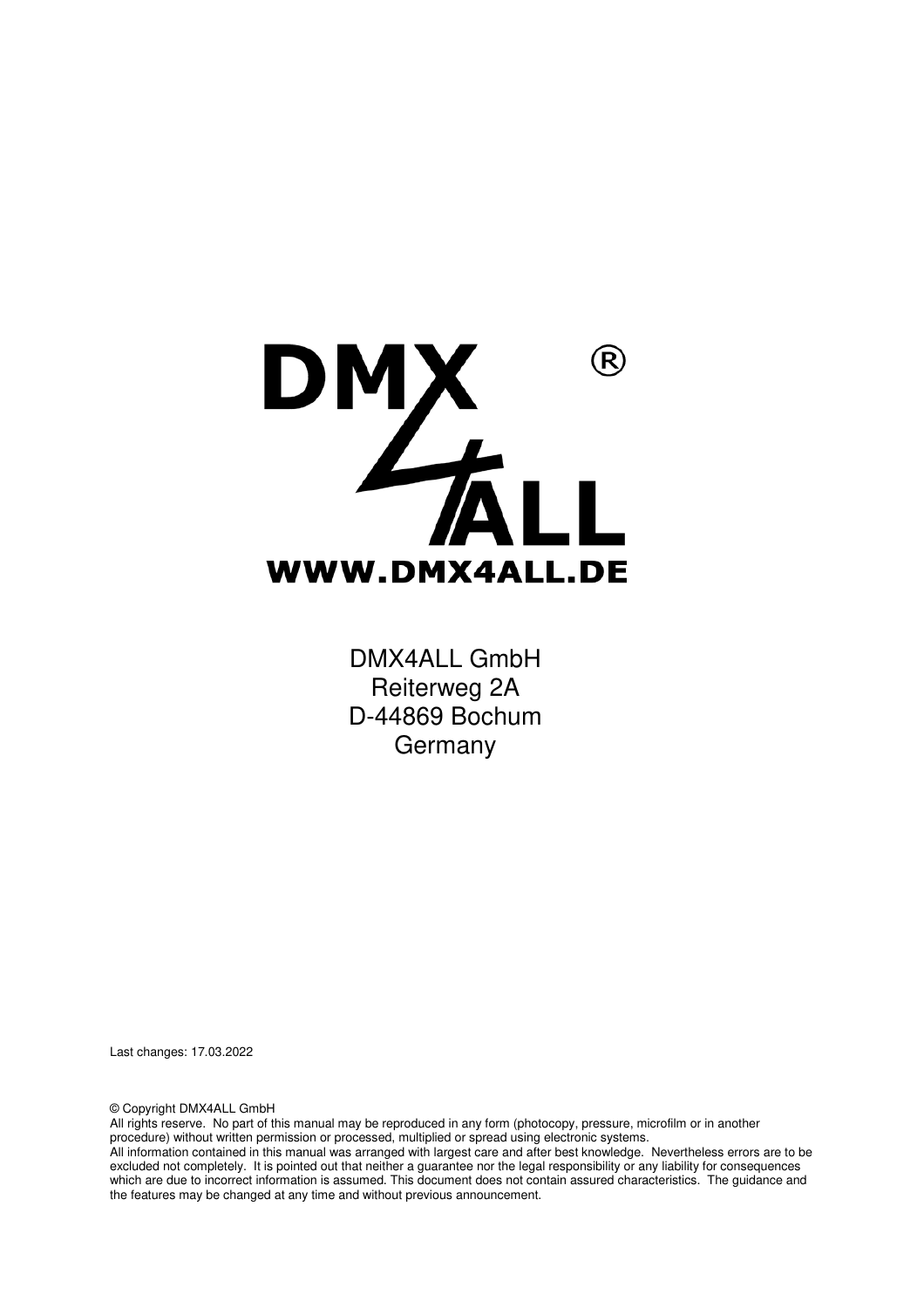DMX
4ALL
®
WWW.DMX4ALL.DE

DMX4ALL GmbH
Reiterweg 2A
D-44869 Bochum
Germany

Last changes: 17.03.2022

© Copyright DMX4ALL GmbH
All rights reserve. No part of this manual may be reproduced in any form (photocopy, pressure, microfilm or in another procedure) without written permission or processed, multiplied or spread using electronic systems.
All information contained in this manual was arranged with largest care and after best knowledge. Nevertheless errors are to be excluded not completely. It is pointed out that neither a guarantee nor the legal responsibility or any liability for consequences which are due to incorrect information is assumed. This document does not contain assured characteristics. The guidance and the features may be changed at any time and without previous announcement.